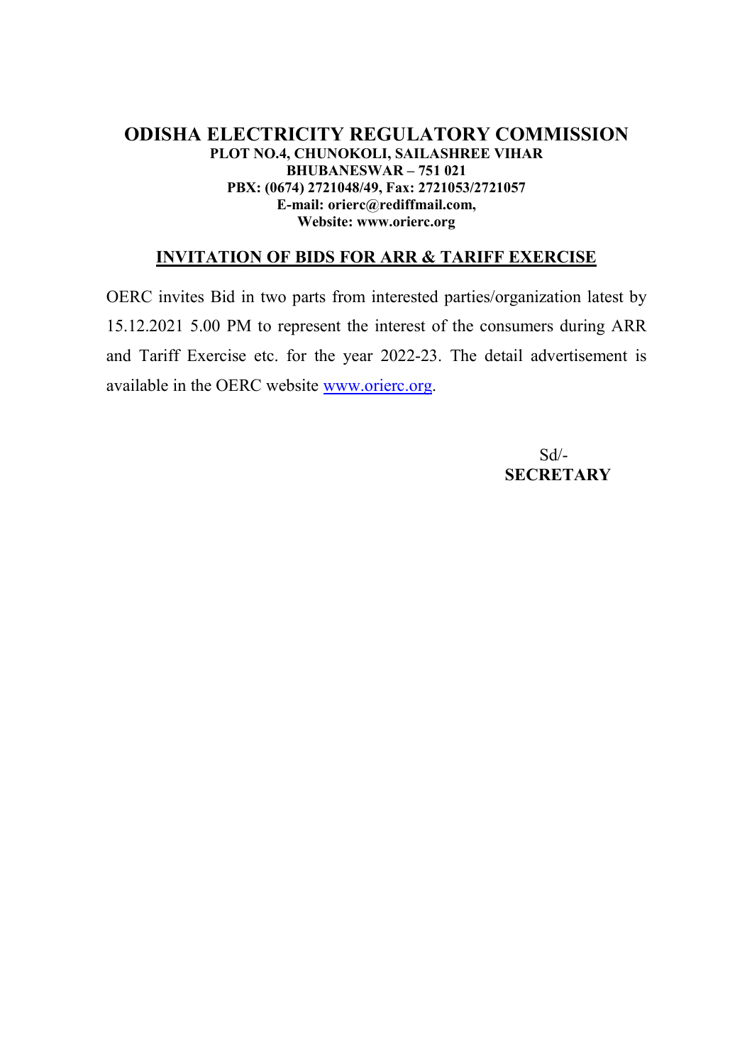# ODISHA ELECTRICITY REGULATORY COMMISSION

**PLOT NO.4, CHUNOKOLI, SAILASHREE VIHAR**
**BHUBANESWAR – 751 021**
**PBX: (0674) 2721048/49, Fax: 2721053/2721057**
**E-mail: orierc@rediffmail.com,**
**Website: www.orierc.org**

## INVITATION OF BIDS FOR ARR & TARIFF EXERCISE

OERC invites Bid in two parts from interested parties/organization latest by 15.12.2021 5.00 PM to represent the interest of the consumers during ARR and Tariff Exercise etc. for the year 2022-23. The detail advertisement is available in the OERC website www.orierc.org.

Sd/-
**SECRETARY**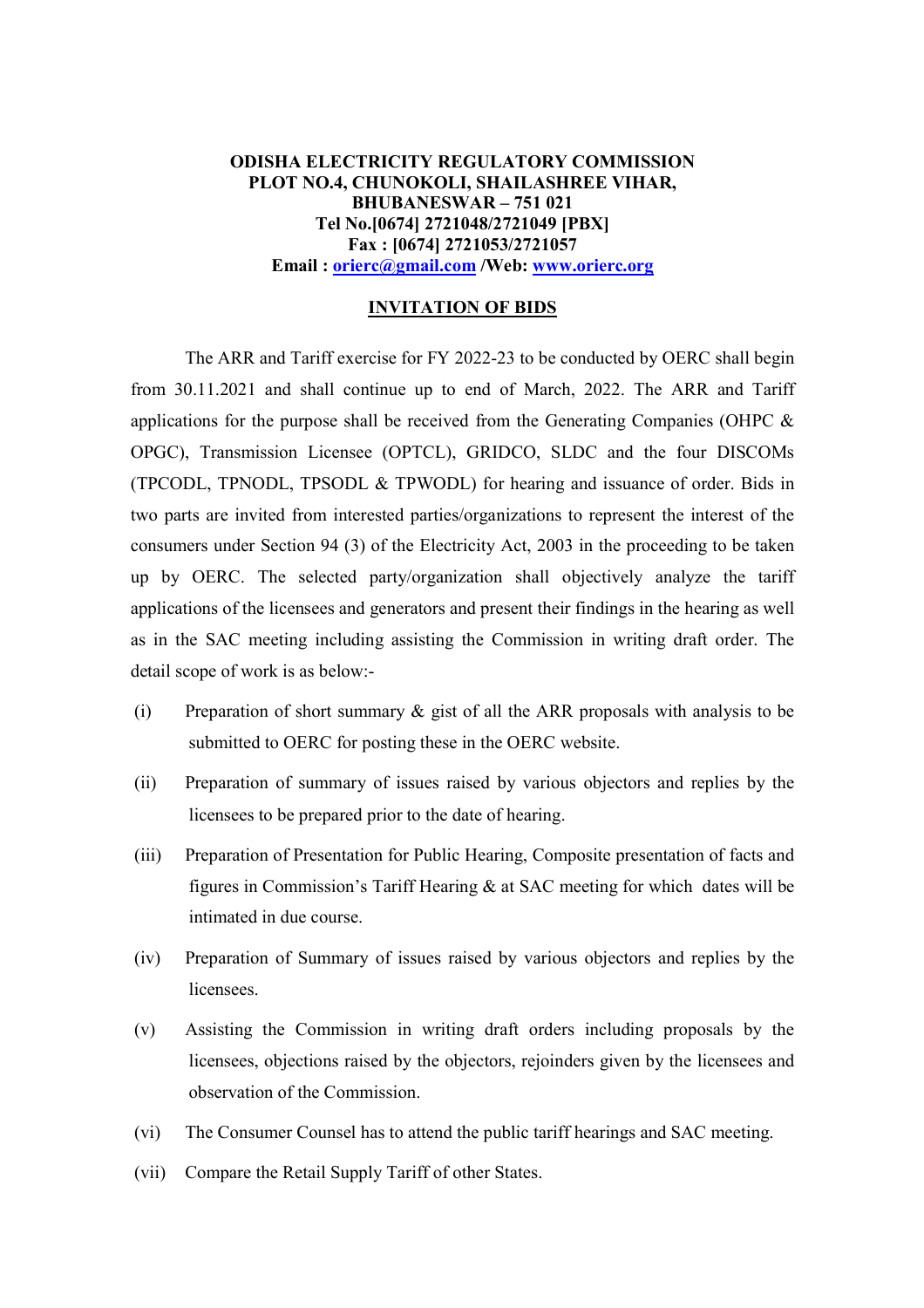**ODISHA ELECTRICITY REGULATORY COMMISSION**
**PLOT NO.4, CHUNOKOLI, SHAILASHREE VIHAR,**
**BHUBANESWAR – 751 021**
**Tel No.[0674] 2721048/2721049 [PBX]**
**Fax : [0674] 2721053/2721057**
**Email : [orierc@gmail.com](mailto:orierc@gmail.com) /Web: [www.orierc.org](http://www.orierc.org)**

## INVITATION OF BIDS

The ARR and Tariff exercise for FY 2022-23 to be conducted by OERC shall begin from 30.11.2021 and shall continue up to end of March, 2022. The ARR and Tariff applications for the purpose shall be received from the Generating Companies (OHPC & OPGC), Transmission Licensee (OPTCL), GRIDCO, SLDC and the four DISCOMs (TPCODL, TPNODL, TPSODL & TPWODL) for hearing and issuance of order. Bids in two parts are invited from interested parties/organizations to represent the interest of the consumers under Section 94 (3) of the Electricity Act, 2003 in the proceeding to be taken up by OERC. The selected party/organization shall objectively analyze the tariff applications of the licensees and generators and present their findings in the hearing as well as in the SAC meeting including assisting the Commission in writing draft order. The detail scope of work is as below:-

(i) Preparation of short summary & gist of all the ARR proposals with analysis to be submitted to OERC for posting these in the OERC website.

(ii) Preparation of summary of issues raised by various objectors and replies by the licensees to be prepared prior to the date of hearing.

(iii) Preparation of Presentation for Public Hearing, Composite presentation of facts and figures in Commission's Tariff Hearing & at SAC meeting for which dates will be intimated in due course.

(iv) Preparation of Summary of issues raised by various objectors and replies by the licensees.

(v) Assisting the Commission in writing draft orders including proposals by the licensees, objections raised by the objectors, rejoinders given by the licensees and observation of the Commission.

(vi) The Consumer Counsel has to attend the public tariff hearings and SAC meeting.

(vii) Compare the Retail Supply Tariff of other States.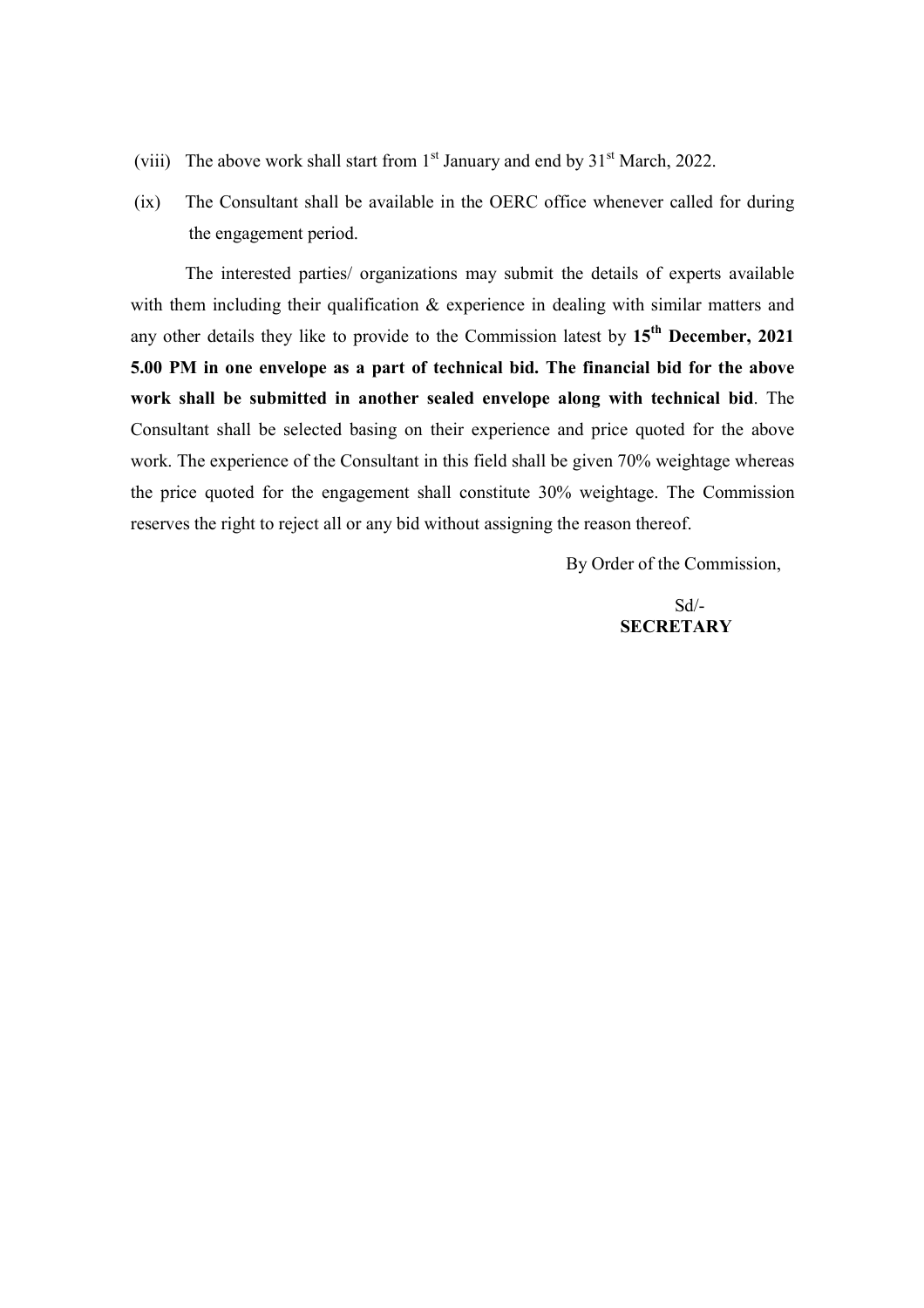(viii) The above work shall start from 1st January and end by 31st March, 2022.

(ix) The Consultant shall be available in the OERC office whenever called for during the engagement period.

The interested parties/ organizations may submit the details of experts available with them including their qualification & experience in dealing with similar matters and any other details they like to provide to the Commission latest by **15th December, 2021 5.00 PM in one envelope as a part of technical bid. The financial bid for the above work shall be submitted in another sealed envelope along with technical bid**. The Consultant shall be selected basing on their experience and price quoted for the above work. The experience of the Consultant in this field shall be given 70% weightage whereas the price quoted for the engagement shall constitute 30% weightage. The Commission reserves the right to reject all or any bid without assigning the reason thereof.

By Order of the Commission,

Sd/-
**SECRETARY**